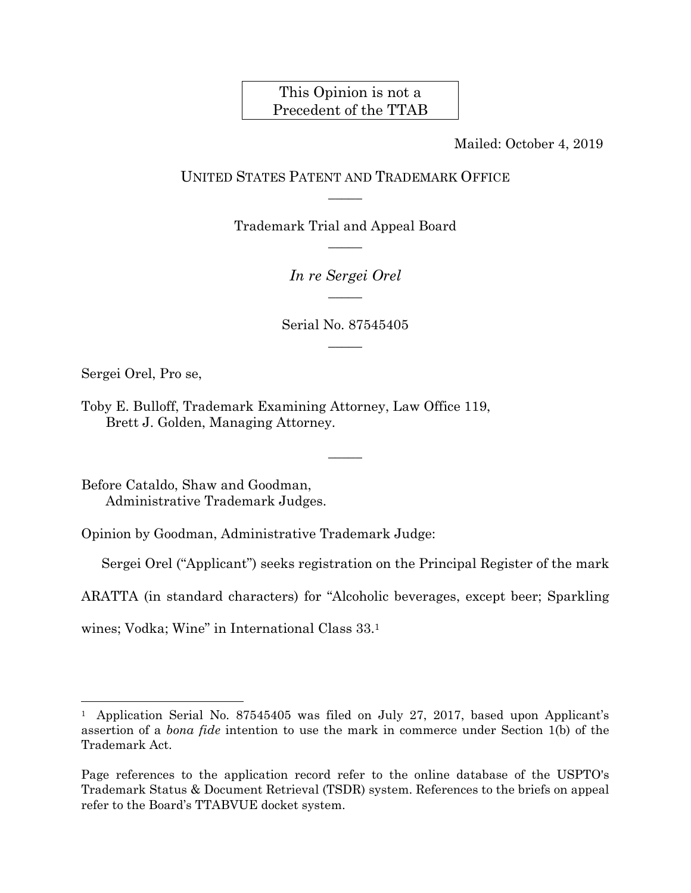This Opinion is not a Precedent of the TTAB

Mailed: October 4, 2019

UNITED STATES PATENT AND TRADEMARK OFFICE

—————

Trademark Trial and Appeal Board

—————

*In re Sergei Orel*

—————

Serial No. 87545405

—————

Sergei Orel, Pro se,

Toby E. Bulloff, Trademark Examining Attorney, Law Office 119,
Brett J. Golden, Managing Attorney.

—————

Before Cataldo, Shaw and Goodman,
Administrative Trademark Judges.

Opinion by Goodman, Administrative Trademark Judge:

Sergei Orel ("Applicant") seeks registration on the Principal Register of the mark ARATTA (in standard characters) for "Alcoholic beverages, except beer; Sparkling wines; Vodka; Wine" in International Class 33.[1]

---

[1] Application Serial No. 87545405 was filed on July 27, 2017, based upon Applicant's assertion of a *bona fide* intention to use the mark in commerce under Section 1(b) of the Trademark Act.

Page references to the application record refer to the online database of the USPTO's Trademark Status & Document Retrieval (TSDR) system. References to the briefs on appeal refer to the Board's TTABVUE docket system.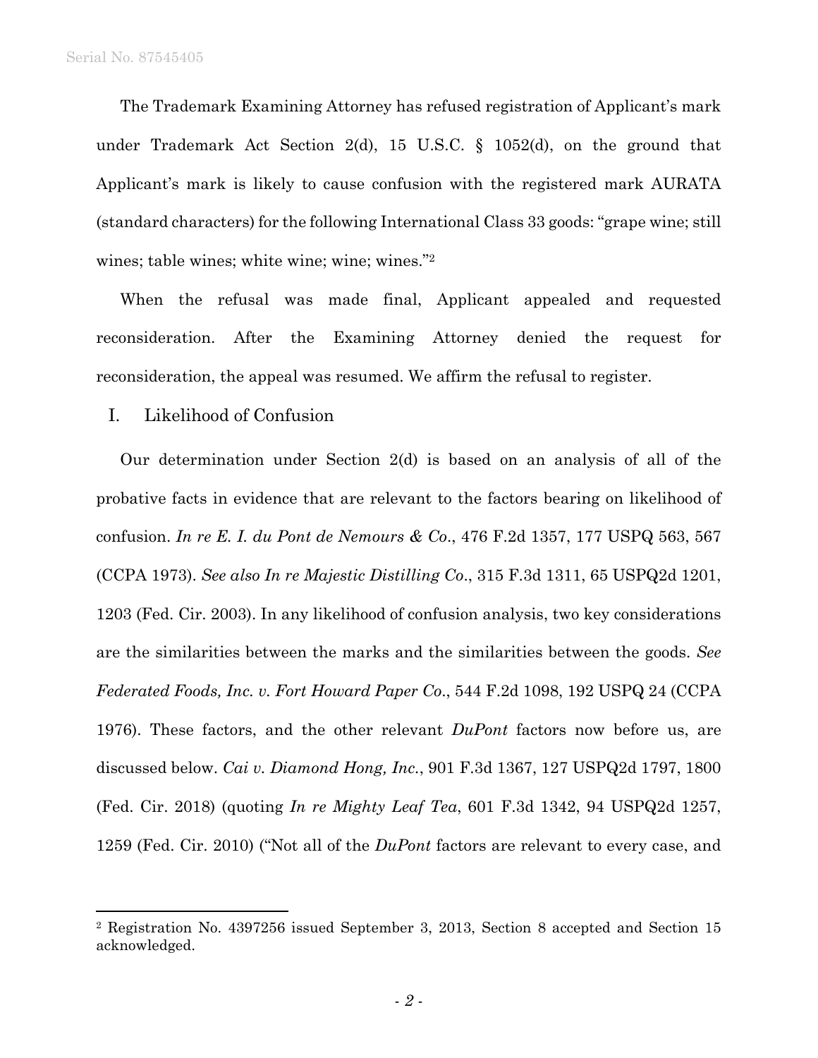The Trademark Examining Attorney has refused registration of Applicant's mark under Trademark Act Section 2(d), 15 U.S.C. § 1052(d), on the ground that Applicant's mark is likely to cause confusion with the registered mark AURATA (standard characters) for the following International Class 33 goods: "grape wine; still wines; table wines; white wine; wine; wines."[2]

When the refusal was made final, Applicant appealed and requested reconsideration. After the Examining Attorney denied the request for reconsideration, the appeal was resumed. We affirm the refusal to register.

## I. Likelihood of Confusion

Our determination under Section 2(d) is based on an analysis of all of the probative facts in evidence that are relevant to the factors bearing on likelihood of confusion. *In re E. I. du Pont de Nemours & Co.*, 476 F.2d 1357, 177 USPQ 563, 567 (CCPA 1973). *See also In re Majestic Distilling Co.*, 315 F.3d 1311, 65 USPQ2d 1201, 1203 (Fed. Cir. 2003). In any likelihood of confusion analysis, two key considerations are the similarities between the marks and the similarities between the goods. *See Federated Foods, Inc. v. Fort Howard Paper Co.*, 544 F.2d 1098, 192 USPQ 24 (CCPA 1976). These factors, and the other relevant *DuPont* factors now before us, are discussed below. *Cai v. Diamond Hong, Inc.*, 901 F.3d 1367, 127 USPQ2d 1797, 1800 (Fed. Cir. 2018) (quoting *In re Mighty Leaf Tea*, 601 F.3d 1342, 94 USPQ2d 1257, 1259 (Fed. Cir. 2010) ("Not all of the *DuPont* factors are relevant to every case, and

---

[2] Registration No. 4397256 issued September 3, 2013, Section 8 accepted and Section 15 acknowledged.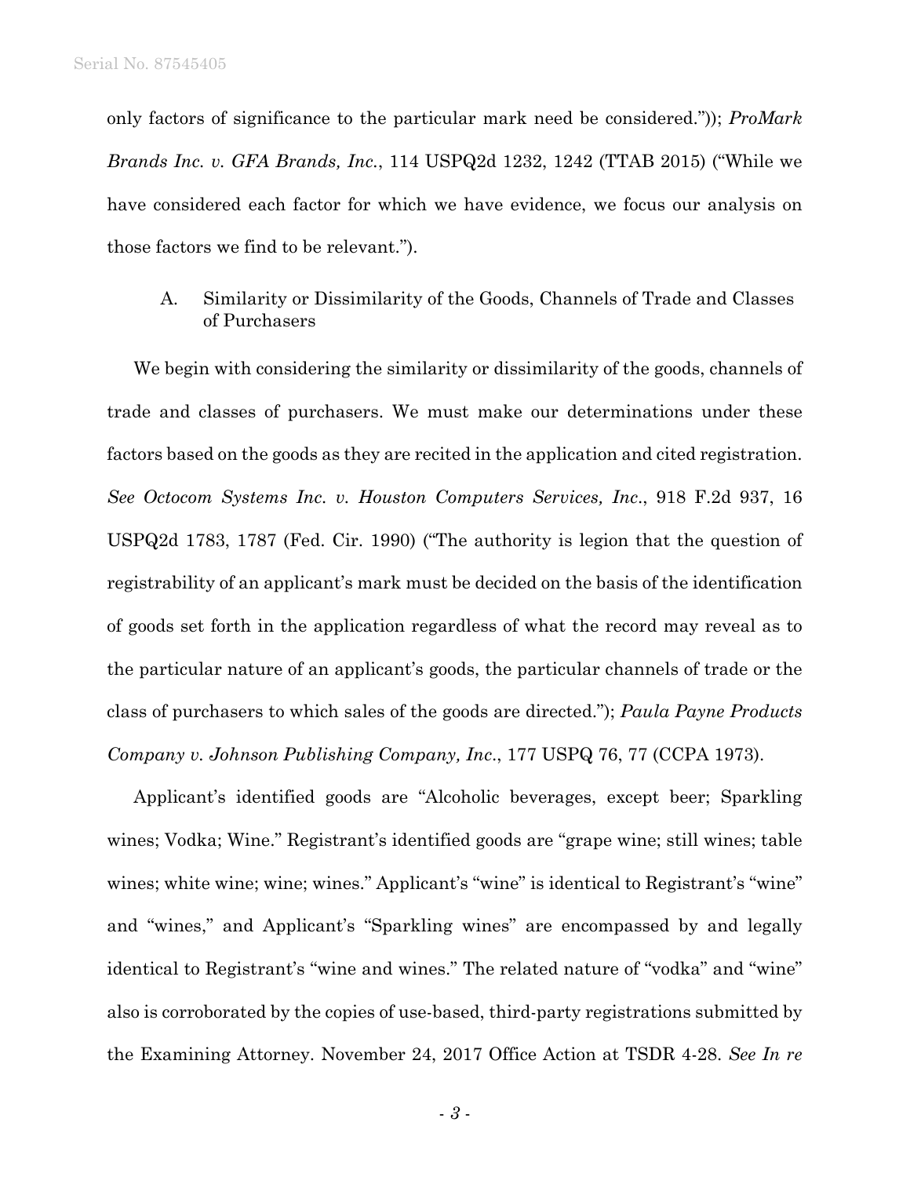only factors of significance to the particular mark need be considered.")); *ProMark Brands Inc. v. GFA Brands, Inc.*, 114 USPQ2d 1232, 1242 (TTAB 2015) ("While we have considered each factor for which we have evidence, we focus our analysis on those factors we find to be relevant.").

## A. Similarity or Dissimilarity of the Goods, Channels of Trade and Classes of Purchasers

We begin with considering the similarity or dissimilarity of the goods, channels of trade and classes of purchasers. We must make our determinations under these factors based on the goods as they are recited in the application and cited registration. *See Octocom Systems Inc. v. Houston Computers Services, Inc.*, 918 F.2d 937, 16 USPQ2d 1783, 1787 (Fed. Cir. 1990) ("The authority is legion that the question of registrability of an applicant's mark must be decided on the basis of the identification of goods set forth in the application regardless of what the record may reveal as to the particular nature of an applicant's goods, the particular channels of trade or the class of purchasers to which sales of the goods are directed."); *Paula Payne Products Company v. Johnson Publishing Company, Inc.*, 177 USPQ 76, 77 (CCPA 1973).

Applicant's identified goods are "Alcoholic beverages, except beer; Sparkling wines; Vodka; Wine." Registrant's identified goods are "grape wine; still wines; table wines; white wine; wine; wines." Applicant's "wine" is identical to Registrant's "wine" and "wines," and Applicant's "Sparkling wines" are encompassed by and legally identical to Registrant's "wine and wines." The related nature of "vodka" and "wine" also is corroborated by the copies of use-based, third-party registrations submitted by the Examining Attorney. November 24, 2017 Office Action at TSDR 4-28. *See In re*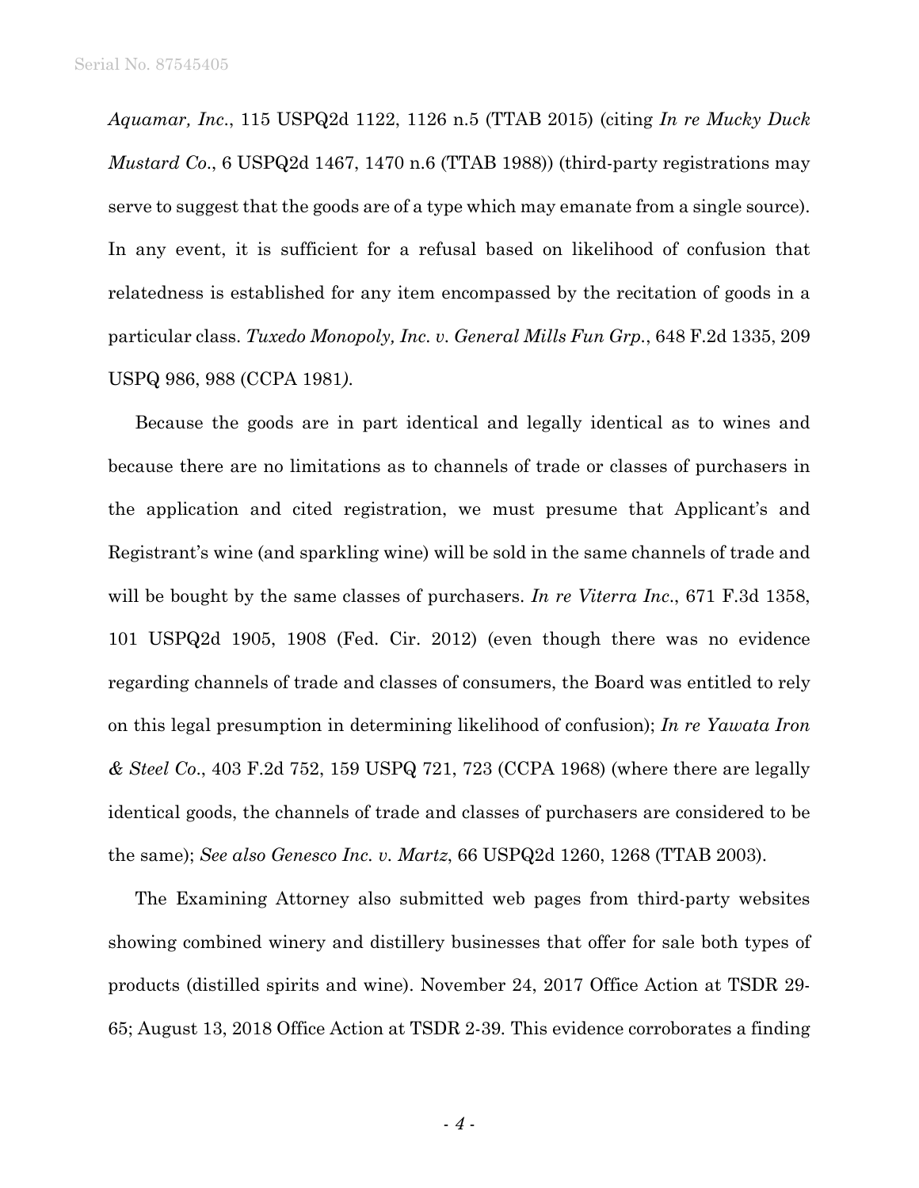*Aquamar, Inc.*, 115 USPQ2d 1122, 1126 n.5 (TTAB 2015) (citing *In re Mucky Duck Mustard Co.*, 6 USPQ2d 1467, 1470 n.6 (TTAB 1988)) (third-party registrations may serve to suggest that the goods are of a type which may emanate from a single source). In any event, it is sufficient for a refusal based on likelihood of confusion that relatedness is established for any item encompassed by the recitation of goods in a particular class. *Tuxedo Monopoly, Inc. v. General Mills Fun Grp.*, 648 F.2d 1335, 209 USPQ 986, 988 (CCPA 1981).

Because the goods are in part identical and legally identical as to wines and because there are no limitations as to channels of trade or classes of purchasers in the application and cited registration, we must presume that Applicant's and Registrant's wine (and sparkling wine) will be sold in the same channels of trade and will be bought by the same classes of purchasers. *In re Viterra Inc.*, 671 F.3d 1358, 101 USPQ2d 1905, 1908 (Fed. Cir. 2012) (even though there was no evidence regarding channels of trade and classes of consumers, the Board was entitled to rely on this legal presumption in determining likelihood of confusion); *In re Yawata Iron & Steel Co.*, 403 F.2d 752, 159 USPQ 721, 723 (CCPA 1968) (where there are legally identical goods, the channels of trade and classes of purchasers are considered to be the same); *See also Genesco Inc. v. Martz*, 66 USPQ2d 1260, 1268 (TTAB 2003).

The Examining Attorney also submitted web pages from third-party websites showing combined winery and distillery businesses that offer for sale both types of products (distilled spirits and wine). November 24, 2017 Office Action at TSDR 29-65; August 13, 2018 Office Action at TSDR 2-39. This evidence corroborates a finding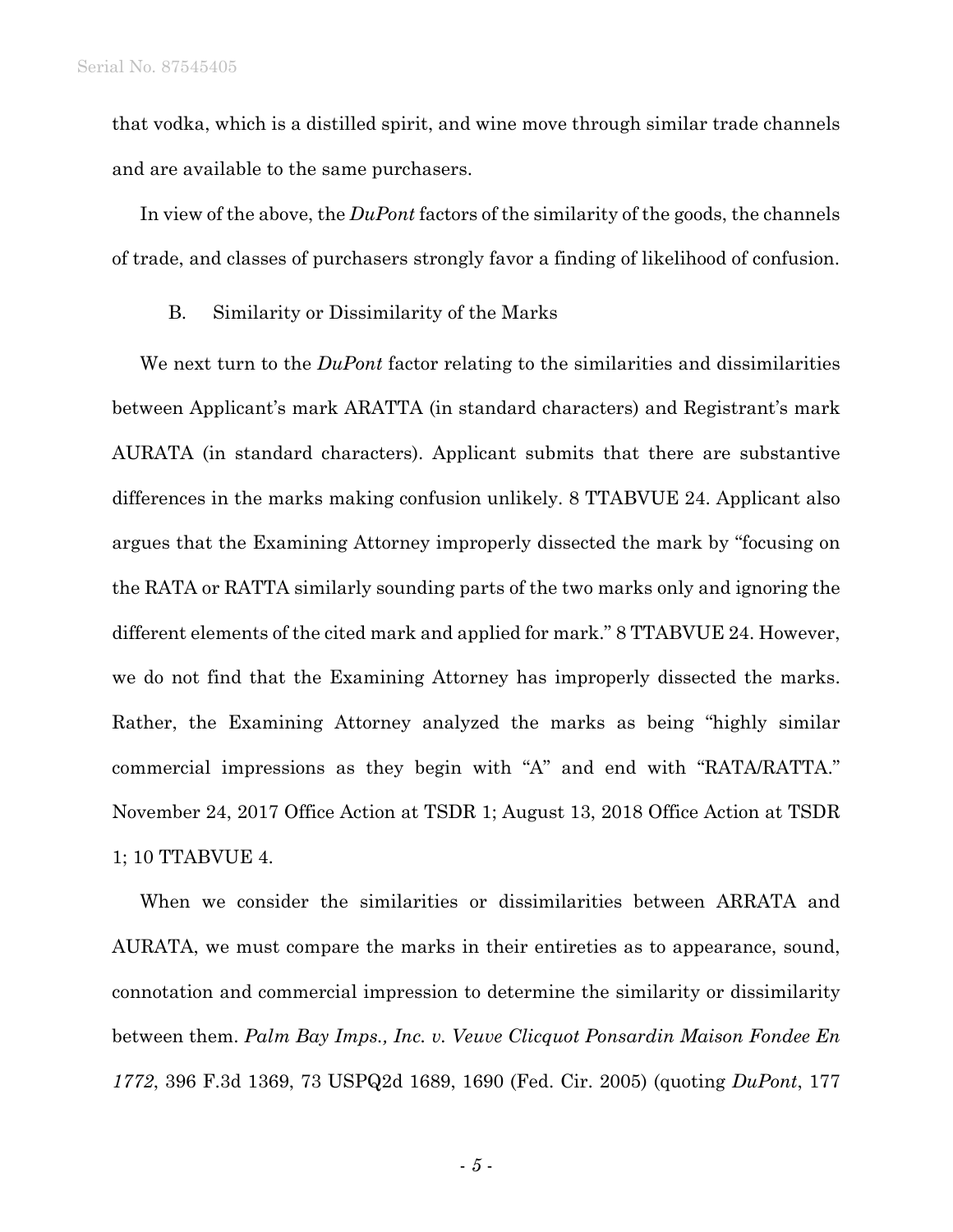that vodka, which is a distilled spirit, and wine move through similar trade channels and are available to the same purchasers.

In view of the above, the *DuPont* factors of the similarity of the goods, the channels of trade, and classes of purchasers strongly favor a finding of likelihood of confusion.

B. Similarity or Dissimilarity of the Marks

We next turn to the *DuPont* factor relating to the similarities and dissimilarities between Applicant's mark ARATTA (in standard characters) and Registrant's mark AURATA (in standard characters). Applicant submits that there are substantive differences in the marks making confusion unlikely. 8 TTABVUE 24. Applicant also argues that the Examining Attorney improperly dissected the mark by "focusing on the RATA or RATTA similarly sounding parts of the two marks only and ignoring the different elements of the cited mark and applied for mark." 8 TTABVUE 24. However, we do not find that the Examining Attorney has improperly dissected the marks. Rather, the Examining Attorney analyzed the marks as being "highly similar commercial impressions as they begin with "A" and end with "RATA/RATTA." November 24, 2017 Office Action at TSDR 1; August 13, 2018 Office Action at TSDR 1; 10 TTABVUE 4.

When we consider the similarities or dissimilarities between ARRATA and AURATA, we must compare the marks in their entireties as to appearance, sound, connotation and commercial impression to determine the similarity or dissimilarity between them. *Palm Bay Imps., Inc. v. Veuve Clicquot Ponsardin Maison Fondee En 1772*, 396 F.3d 1369, 73 USPQ2d 1689, 1690 (Fed. Cir. 2005) (quoting *DuPont*, 177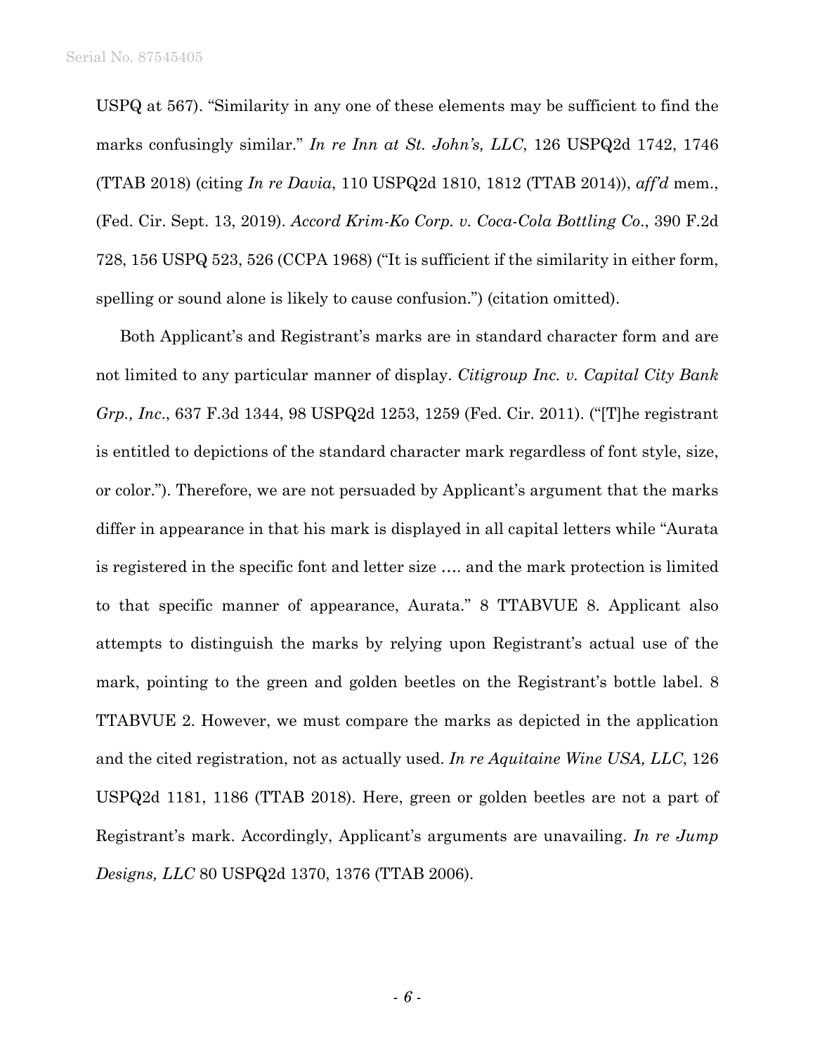USPQ at 567). "Similarity in any one of these elements may be sufficient to find the marks confusingly similar." *In re Inn at St. John's, LLC*, 126 USPQ2d 1742, 1746 (TTAB 2018) (citing *In re Davia*, 110 USPQ2d 1810, 1812 (TTAB 2014)), *aff'd* mem., (Fed. Cir. Sept. 13, 2019). *Accord Krim-Ko Corp. v. Coca-Cola Bottling Co*., 390 F.2d 728, 156 USPQ 523, 526 (CCPA 1968) ("It is sufficient if the similarity in either form, spelling or sound alone is likely to cause confusion.") (citation omitted).

Both Applicant's and Registrant's marks are in standard character form and are not limited to any particular manner of display. *Citigroup Inc. v. Capital City Bank Grp., Inc*., 637 F.3d 1344, 98 USPQ2d 1253, 1259 (Fed. Cir. 2011). ("[T]he registrant is entitled to depictions of the standard character mark regardless of font style, size, or color."). Therefore, we are not persuaded by Applicant's argument that the marks differ in appearance in that his mark is displayed in all capital letters while "Aurata is registered in the specific font and letter size …. and the mark protection is limited to that specific manner of appearance, Aurata." 8 TTABVUE 8. Applicant also attempts to distinguish the marks by relying upon Registrant's actual use of the mark, pointing to the green and golden beetles on the Registrant's bottle label. 8 TTABVUE 2. However, we must compare the marks as depicted in the application and the cited registration, not as actually used. *In re Aquitaine Wine USA, LLC*, 126 USPQ2d 1181, 1186 (TTAB 2018). Here, green or golden beetles are not a part of Registrant's mark. Accordingly, Applicant's arguments are unavailing. *In re Jump Designs, LLC* 80 USPQ2d 1370, 1376 (TTAB 2006).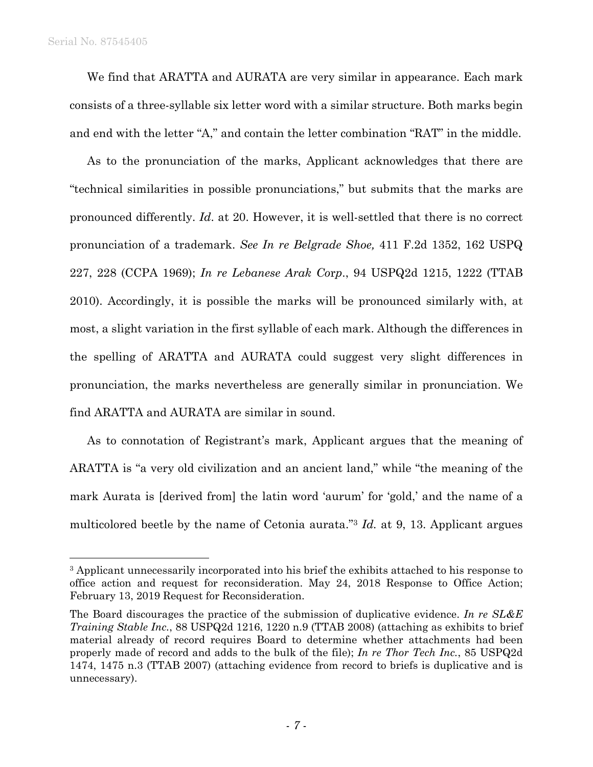We find that ARATTA and AURATA are very similar in appearance. Each mark consists of a three-syllable six letter word with a similar structure. Both marks begin and end with the letter "A," and contain the letter combination "RAT" in the middle.

As to the pronunciation of the marks, Applicant acknowledges that there are "technical similarities in possible pronunciations," but submits that the marks are pronounced differently. *Id*. at 20. However, it is well-settled that there is no correct pronunciation of a trademark. *See In re Belgrade Shoe,* 411 F.2d 1352, 162 USPQ 227, 228 (CCPA 1969); *In re Lebanese Arak Corp*., 94 USPQ2d 1215, 1222 (TTAB 2010). Accordingly, it is possible the marks will be pronounced similarly with, at most, a slight variation in the first syllable of each mark. Although the differences in the spelling of ARATTA and AURATA could suggest very slight differences in pronunciation, the marks nevertheless are generally similar in pronunciation. We find ARATTA and AURATA are similar in sound.

As to connotation of Registrant's mark, Applicant argues that the meaning of ARATTA is "a very old civilization and an ancient land," while "the meaning of the mark Aurata is [derived from] the latin word 'aurum' for 'gold,' and the name of a multicolored beetle by the name of Cetonia aurata."[3] *Id.* at 9, 13. Applicant argues

---

[3] Applicant unnecessarily incorporated into his brief the exhibits attached to his response to office action and request for reconsideration. May 24, 2018 Response to Office Action; February 13, 2019 Request for Reconsideration.

The Board discourages the practice of the submission of duplicative evidence. *In re SL&E Training Stable Inc.*, 88 USPQ2d 1216, 1220 n.9 (TTAB 2008) (attaching as exhibits to brief material already of record requires Board to determine whether attachments had been properly made of record and adds to the bulk of the file); *In re Thor Tech Inc.*, 85 USPQ2d 1474, 1475 n.3 (TTAB 2007) (attaching evidence from record to briefs is duplicative and is unnecessary).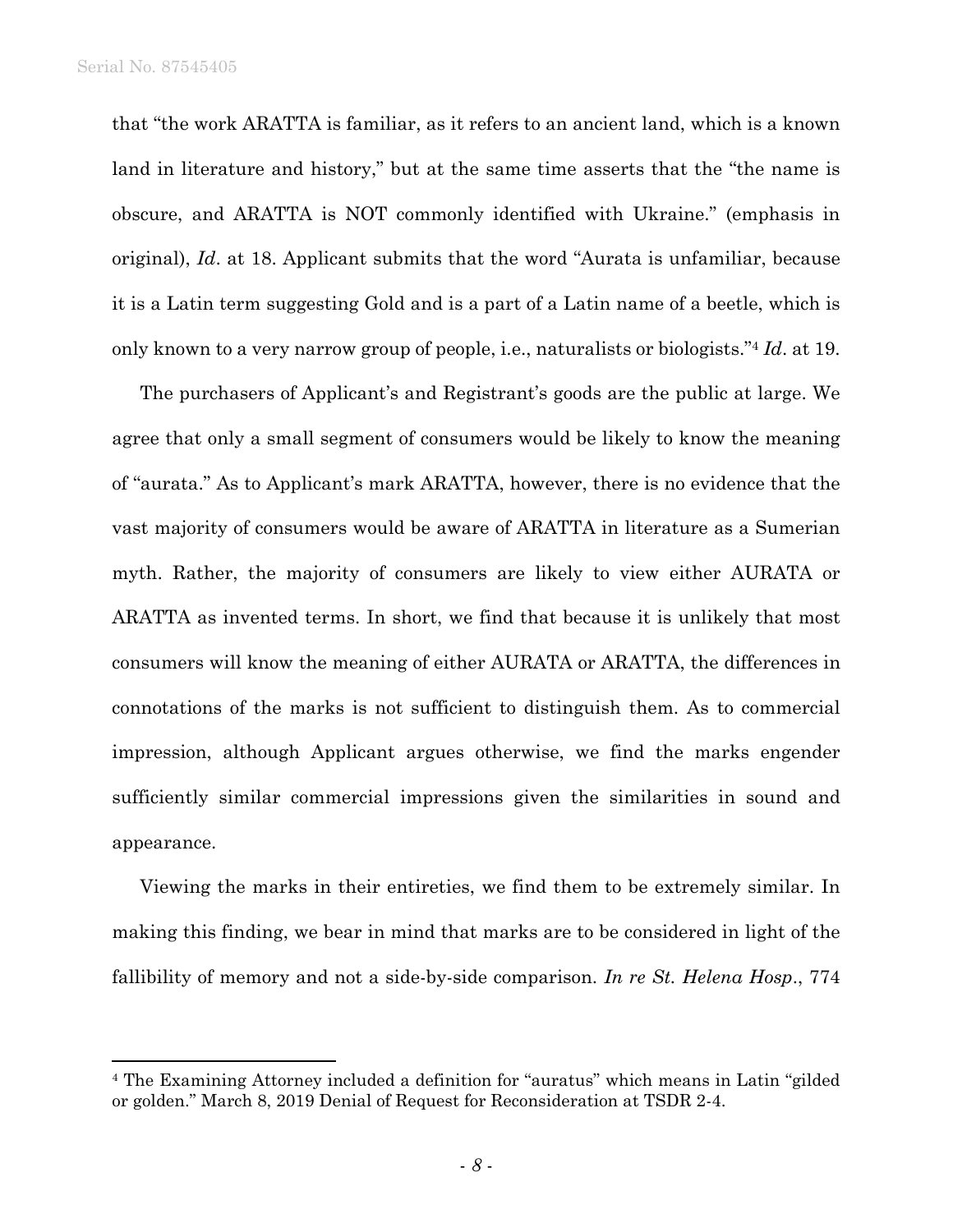that "the work ARATTA is familiar, as it refers to an ancient land, which is a known land in literature and history," but at the same time asserts that the "the name is obscure, and ARATTA is NOT commonly identified with Ukraine." (emphasis in original), *Id*. at 18. Applicant submits that the word "Aurata is unfamiliar, because it is a Latin term suggesting Gold and is a part of a Latin name of a beetle, which is only known to a very narrow group of people, i.e., naturalists or biologists."[4] *Id*. at 19.

The purchasers of Applicant's and Registrant's goods are the public at large. We agree that only a small segment of consumers would be likely to know the meaning of "aurata." As to Applicant's mark ARATTA, however, there is no evidence that the vast majority of consumers would be aware of ARATTA in literature as a Sumerian myth. Rather, the majority of consumers are likely to view either AURATA or ARATTA as invented terms. In short, we find that because it is unlikely that most consumers will know the meaning of either AURATA or ARATTA, the differences in connotations of the marks is not sufficient to distinguish them. As to commercial impression, although Applicant argues otherwise, we find the marks engender sufficiently similar commercial impressions given the similarities in sound and appearance.

Viewing the marks in their entireties, we find them to be extremely similar. In making this finding, we bear in mind that marks are to be considered in light of the fallibility of memory and not a side-by-side comparison. *In re St. Helena Hosp*., 774

---

[4] The Examining Attorney included a definition for "auratus" which means in Latin "gilded or golden." March 8, 2019 Denial of Request for Reconsideration at TSDR 2-4.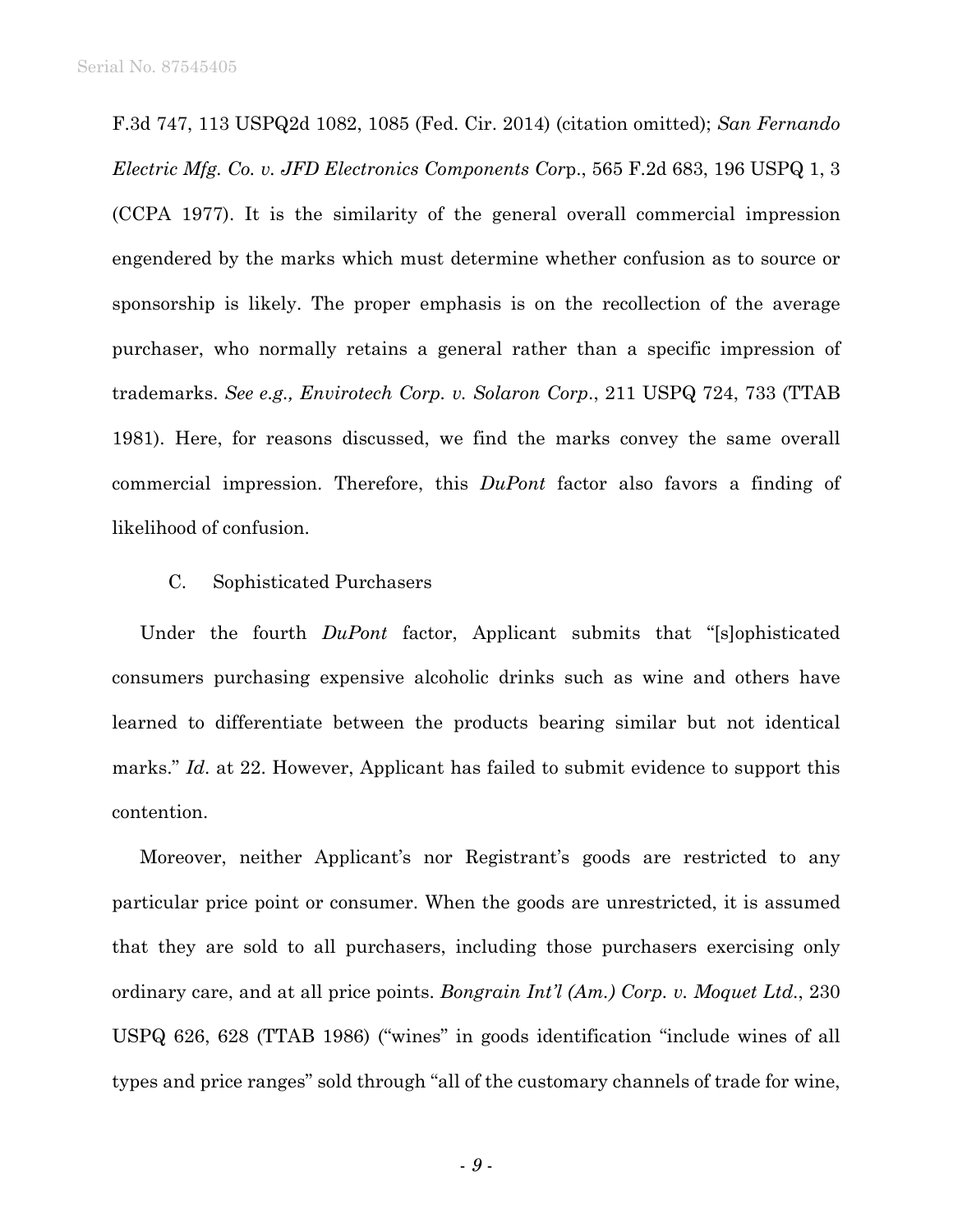F.3d 747, 113 USPQ2d 1082, 1085 (Fed. Cir. 2014) (citation omitted); *San Fernando Electric Mfg. Co. v. JFD Electronics Components Corp.*, 565 F.2d 683, 196 USPQ 1, 3 (CCPA 1977). It is the similarity of the general overall commercial impression engendered by the marks which must determine whether confusion as to source or sponsorship is likely. The proper emphasis is on the recollection of the average purchaser, who normally retains a general rather than a specific impression of trademarks. *See e.g., Envirotech Corp. v. Solaron Corp.*, 211 USPQ 724, 733 (TTAB 1981). Here, for reasons discussed, we find the marks convey the same overall commercial impression. Therefore, this *DuPont* factor also favors a finding of likelihood of confusion.

### C. Sophisticated Purchasers

Under the fourth *DuPont* factor, Applicant submits that "[s]ophisticated consumers purchasing expensive alcoholic drinks such as wine and others have learned to differentiate between the products bearing similar but not identical marks." *Id.* at 22. However, Applicant has failed to submit evidence to support this contention.

Moreover, neither Applicant's nor Registrant's goods are restricted to any particular price point or consumer. When the goods are unrestricted, it is assumed that they are sold to all purchasers, including those purchasers exercising only ordinary care, and at all price points. *Bongrain Int'l (Am.) Corp. v. Moquet Ltd.*, 230 USPQ 626, 628 (TTAB 1986) ("wines" in goods identification "include wines of all types and price ranges" sold through "all of the customary channels of trade for wine,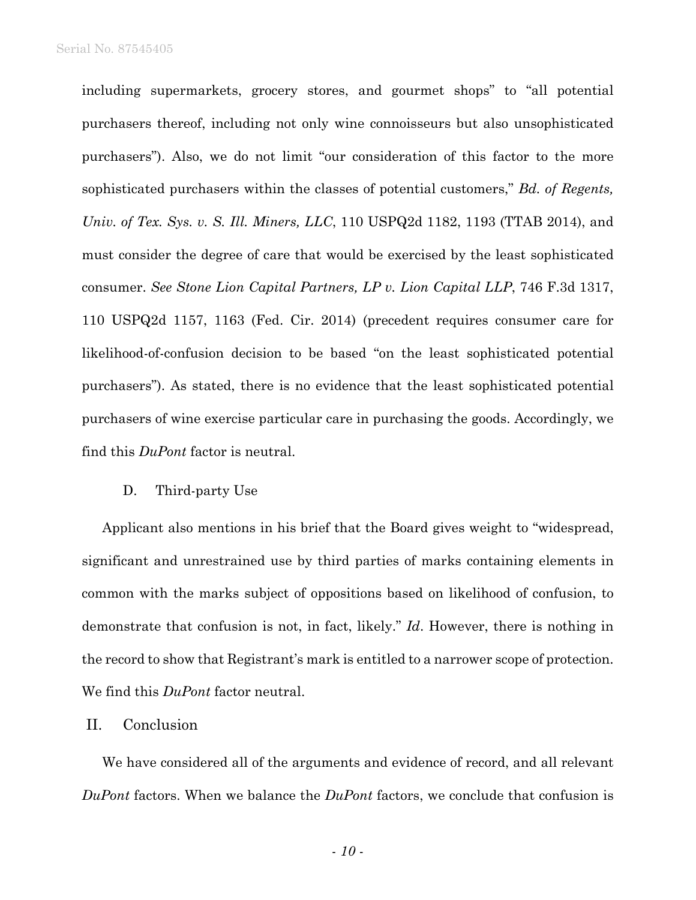including supermarkets, grocery stores, and gourmet shops" to "all potential purchasers thereof, including not only wine connoisseurs but also unsophisticated purchasers"). Also, we do not limit "our consideration of this factor to the more sophisticated purchasers within the classes of potential customers," *Bd. of Regents, Univ. of Tex. Sys. v. S. Ill. Miners, LLC*, 110 USPQ2d 1182, 1193 (TTAB 2014), and must consider the degree of care that would be exercised by the least sophisticated consumer. *See Stone Lion Capital Partners, LP v. Lion Capital LLP*, 746 F.3d 1317, 110 USPQ2d 1157, 1163 (Fed. Cir. 2014) (precedent requires consumer care for likelihood-of-confusion decision to be based "on the least sophisticated potential purchasers"). As stated, there is no evidence that the least sophisticated potential purchasers of wine exercise particular care in purchasing the goods. Accordingly, we find this *DuPont* factor is neutral.

### D. Third-party Use

Applicant also mentions in his brief that the Board gives weight to "widespread, significant and unrestrained use by third parties of marks containing elements in common with the marks subject of oppositions based on likelihood of confusion, to demonstrate that confusion is not, in fact, likely." *Id*. However, there is nothing in the record to show that Registrant's mark is entitled to a narrower scope of protection. We find this *DuPont* factor neutral.

## II. Conclusion

We have considered all of the arguments and evidence of record, and all relevant *DuPont* factors. When we balance the *DuPont* factors, we conclude that confusion is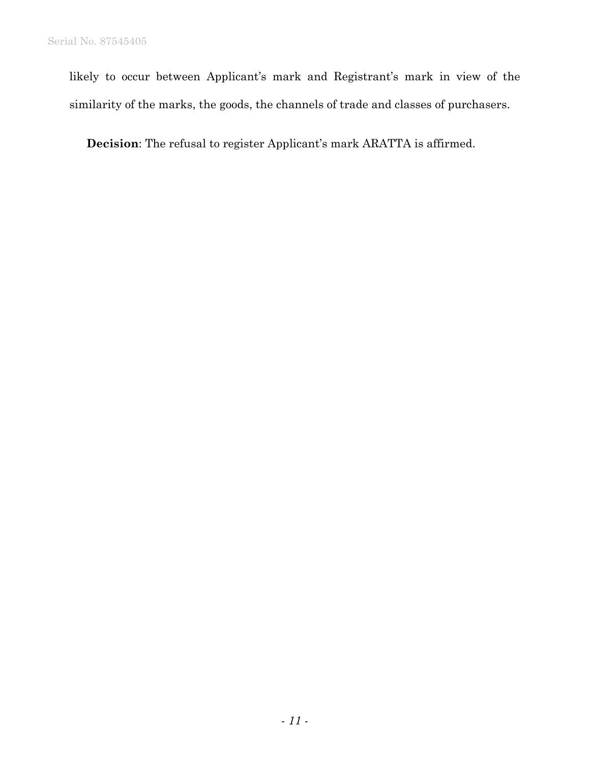likely to occur between Applicant's mark and Registrant's mark in view of the similarity of the marks, the goods, the channels of trade and classes of purchasers.

**Decision**: The refusal to register Applicant's mark ARATTA is affirmed.